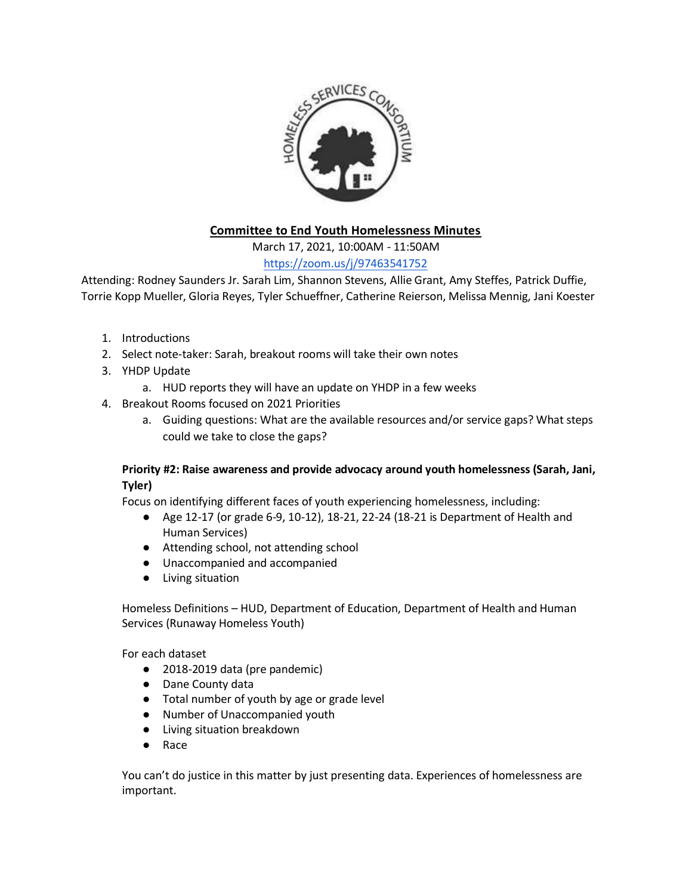# Committee to End Youth Homelessness Minutes

March 17, 2021, 10:00AM - 11:50AM

https://zoom.us/j/97463541752

Attending: Rodney Saunders Jr. Sarah Lim, Shannon Stevens, Allie Grant, Amy Steffes, Patrick Duffie, Torrie Kopp Mueller, Gloria Reyes, Tyler Schueffner, Catherine Reierson, Melissa Mennig, Jani Koester

1. Introductions
2. Select note-taker: Sarah, breakout rooms will take their own notes
3. YHDP Update
   a. HUD reports they will have an update on YHDP in a few weeks
4. Breakout Rooms focused on 2021 Priorities
   a. Guiding questions: What are the available resources and/or service gaps? What steps could we take to close the gaps?

**Priority #2: Raise awareness and provide advocacy around youth homelessness (Sarah, Jani, Tyler)**

Focus on identifying different faces of youth experiencing homelessness, including:

- Age 12-17 (or grade 6-9, 10-12), 18-21, 22-24 (18-21 is Department of Health and Human Services)
- Attending school, not attending school
- Unaccompanied and accompanied
- Living situation

Homeless Definitions – HUD, Department of Education, Department of Health and Human Services (Runaway Homeless Youth)

For each dataset

- 2018-2019 data (pre pandemic)
- Dane County data
- Total number of youth by age or grade level
- Number of Unaccompanied youth
- Living situation breakdown
- Race

You can't do justice in this matter by just presenting data. Experiences of homelessness are important.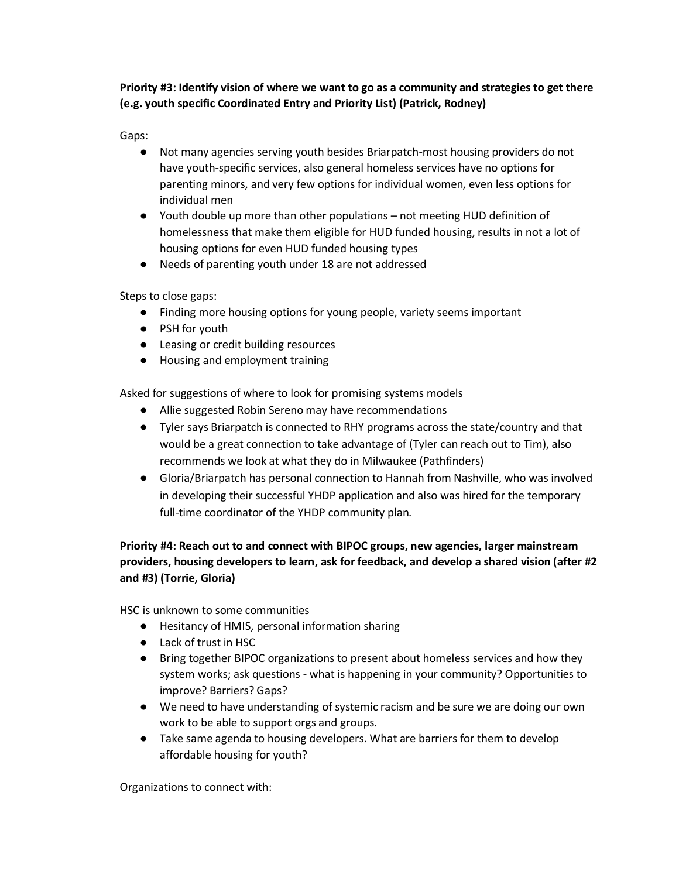**Priority #3: Identify vision of where we want to go as a community and strategies to get there (e.g. youth specific Coordinated Entry and Priority List) (Patrick, Rodney)**

Gaps:

- Not many agencies serving youth besides Briarpatch-most housing providers do not have youth-specific services, also general homeless services have no options for parenting minors, and very few options for individual women, even less options for individual men
- Youth double up more than other populations – not meeting HUD definition of homelessness that make them eligible for HUD funded housing, results in not a lot of housing options for even HUD funded housing types
- Needs of parenting youth under 18 are not addressed

Steps to close gaps:

- Finding more housing options for young people, variety seems important
- PSH for youth
- Leasing or credit building resources
- Housing and employment training

Asked for suggestions of where to look for promising systems models

- Allie suggested Robin Sereno may have recommendations
- Tyler says Briarpatch is connected to RHY programs across the state/country and that would be a great connection to take advantage of (Tyler can reach out to Tim), also recommends we look at what they do in Milwaukee (Pathfinders)
- Gloria/Briarpatch has personal connection to Hannah from Nashville, who was involved in developing their successful YHDP application and also was hired for the temporary full-time coordinator of the YHDP community plan.

**Priority #4: Reach out to and connect with BIPOC groups, new agencies, larger mainstream providers, housing developers to learn, ask for feedback, and develop a shared vision (after #2 and #3) (Torrie, Gloria)**

HSC is unknown to some communities

- Hesitancy of HMIS, personal information sharing
- Lack of trust in HSC
- Bring together BIPOC organizations to present about homeless services and how they system works; ask questions - what is happening in your community? Opportunities to improve? Barriers? Gaps?
- We need to have understanding of systemic racism and be sure we are doing our own work to be able to support orgs and groups.
- Take same agenda to housing developers. What are barriers for them to develop affordable housing for youth?

Organizations to connect with: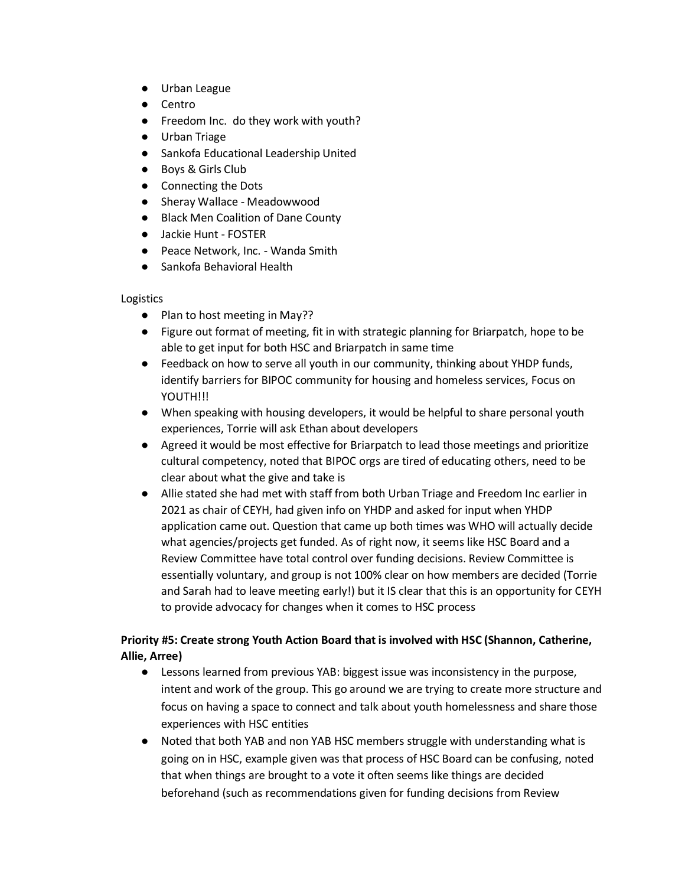- Urban League
- Centro
- Freedom Inc.  do they work with youth?
- Urban Triage
- Sankofa Educational Leadership United
- Boys & Girls Club
- Connecting the Dots
- Sheray Wallace - Meadowwood
- Black Men Coalition of Dane County
- Jackie Hunt - FOSTER
- Peace Network, Inc. - Wanda Smith
- Sankofa Behavioral Health

Logistics

- Plan to host meeting in May??
- Figure out format of meeting, fit in with strategic planning for Briarpatch, hope to be able to get input for both HSC and Briarpatch in same time
- Feedback on how to serve all youth in our community, thinking about YHDP funds, identify barriers for BIPOC community for housing and homeless services, Focus on YOUTH!!!
- When speaking with housing developers, it would be helpful to share personal youth experiences, Torrie will ask Ethan about developers
- Agreed it would be most effective for Briarpatch to lead those meetings and prioritize cultural competency, noted that BIPOC orgs are tired of educating others, need to be clear about what the give and take is
- Allie stated she had met with staff from both Urban Triage and Freedom Inc earlier in 2021 as chair of CEYH, had given info on YHDP and asked for input when YHDP application came out. Question that came up both times was WHO will actually decide what agencies/projects get funded. As of right now, it seems like HSC Board and a Review Committee have total control over funding decisions. Review Committee is essentially voluntary, and group is not 100% clear on how members are decided (Torrie and Sarah had to leave meeting early!) but it IS clear that this is an opportunity for CEYH to provide advocacy for changes when it comes to HSC process

**Priority #5: Create strong Youth Action Board that is involved with HSC (Shannon, Catherine, Allie, Arree)**

- Lessons learned from previous YAB: biggest issue was inconsistency in the purpose, intent and work of the group. This go around we are trying to create more structure and focus on having a space to connect and talk about youth homelessness and share those experiences with HSC entities
- Noted that both YAB and non YAB HSC members struggle with understanding what is going on in HSC, example given was that process of HSC Board can be confusing, noted that when things are brought to a vote it often seems like things are decided beforehand (such as recommendations given for funding decisions from Review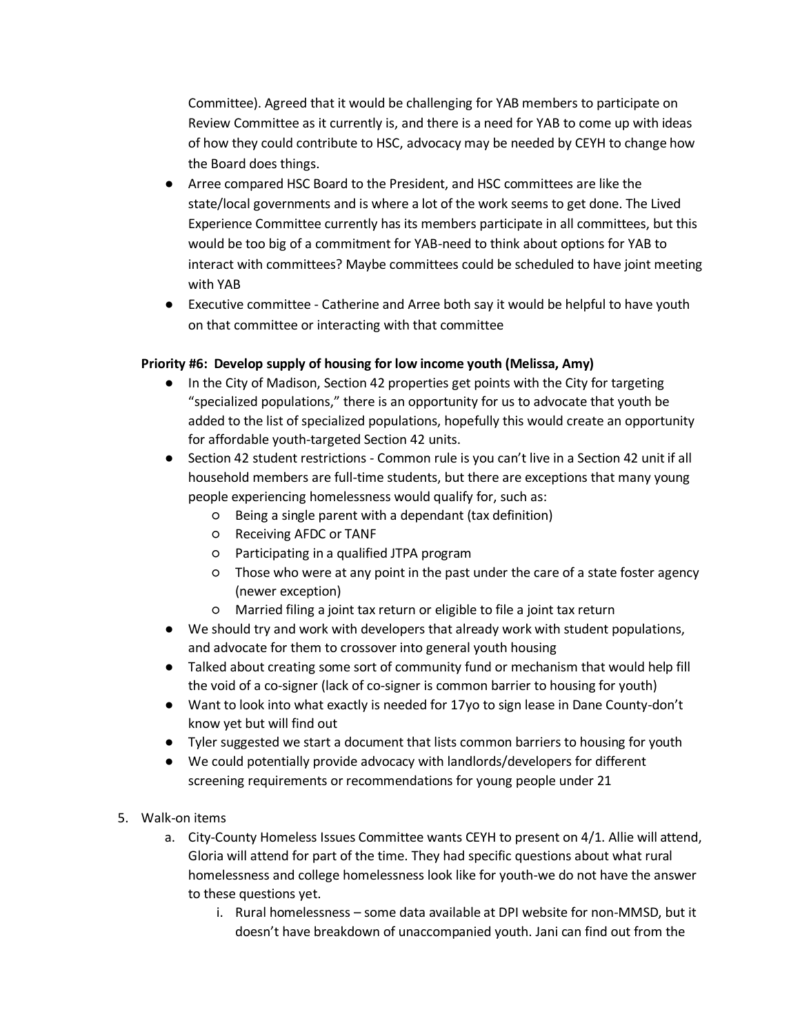Committee). Agreed that it would be challenging for YAB members to participate on Review Committee as it currently is, and there is a need for YAB to come up with ideas of how they could contribute to HSC, advocacy may be needed by CEYH to change how the Board does things.

- Arree compared HSC Board to the President, and HSC committees are like the state/local governments and is where a lot of the work seems to get done. The Lived Experience Committee currently has its members participate in all committees, but this would be too big of a commitment for YAB-need to think about options for YAB to interact with committees? Maybe committees could be scheduled to have joint meeting with YAB
- Executive committee - Catherine and Arree both say it would be helpful to have youth on that committee or interacting with that committee

**Priority #6: Develop supply of housing for low income youth (Melissa, Amy)**

- In the City of Madison, Section 42 properties get points with the City for targeting "specialized populations," there is an opportunity for us to advocate that youth be added to the list of specialized populations, hopefully this would create an opportunity for affordable youth-targeted Section 42 units.
- Section 42 student restrictions - Common rule is you can't live in a Section 42 unit if all household members are full-time students, but there are exceptions that many young people experiencing homelessness would qualify for, such as:
    - Being a single parent with a dependant (tax definition)
    - Receiving AFDC or TANF
    - Participating in a qualified JTPA program
    - Those who were at any point in the past under the care of a state foster agency (newer exception)
    - Married filing a joint tax return or eligible to file a joint tax return
- We should try and work with developers that already work with student populations, and advocate for them to crossover into general youth housing
- Talked about creating some sort of community fund or mechanism that would help fill the void of a co-signer (lack of co-signer is common barrier to housing for youth)
- Want to look into what exactly is needed for 17yo to sign lease in Dane County-don't know yet but will find out
- Tyler suggested we start a document that lists common barriers to housing for youth
- We could potentially provide advocacy with landlords/developers for different screening requirements or recommendations for young people under 21

5. Walk-on items
    a. City-County Homeless Issues Committee wants CEYH to present on 4/1. Allie will attend, Gloria will attend for part of the time. They had specific questions about what rural homelessness and college homelessness look like for youth-we do not have the answer to these questions yet.
        i. Rural homelessness – some data available at DPI website for non-MMSD, but it doesn't have breakdown of unaccompanied youth. Jani can find out from the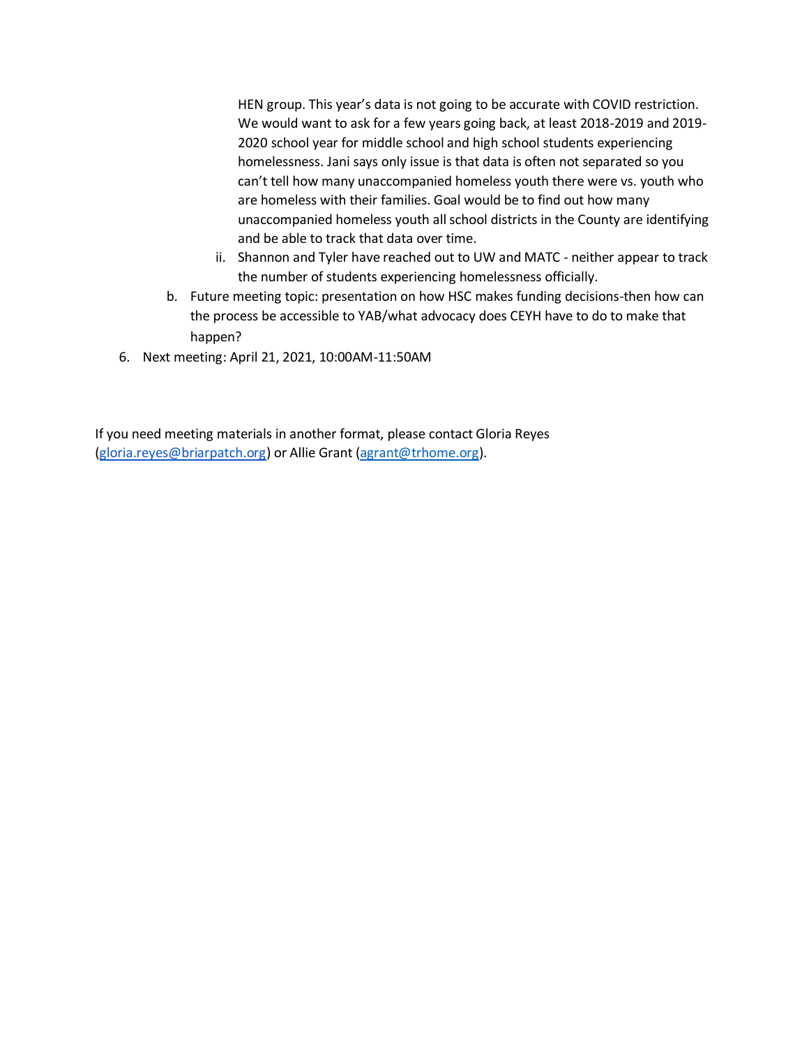HEN group. This year's data is not going to be accurate with COVID restriction. We would want to ask for a few years going back, at least 2018-2019 and 2019-2020 school year for middle school and high school students experiencing homelessness. Jani says only issue is that data is often not separated so you can't tell how many unaccompanied homeless youth there were vs. youth who are homeless with their families. Goal would be to find out how many unaccompanied homeless youth all school districts in the County are identifying and be able to track that data over time.

   ii. Shannon and Tyler have reached out to UW and MATC - neither appear to track the number of students experiencing homelessness officially.

   b. Future meeting topic: presentation on how HSC makes funding decisions-then how can the process be accessible to YAB/what advocacy does CEYH have to do to make that happen?

6. Next meeting: April 21, 2021, 10:00AM-11:50AM

If you need meeting materials in another format, please contact Gloria Reyes (gloria.reyes@briarpatch.org) or Allie Grant (agrant@trhome.org).